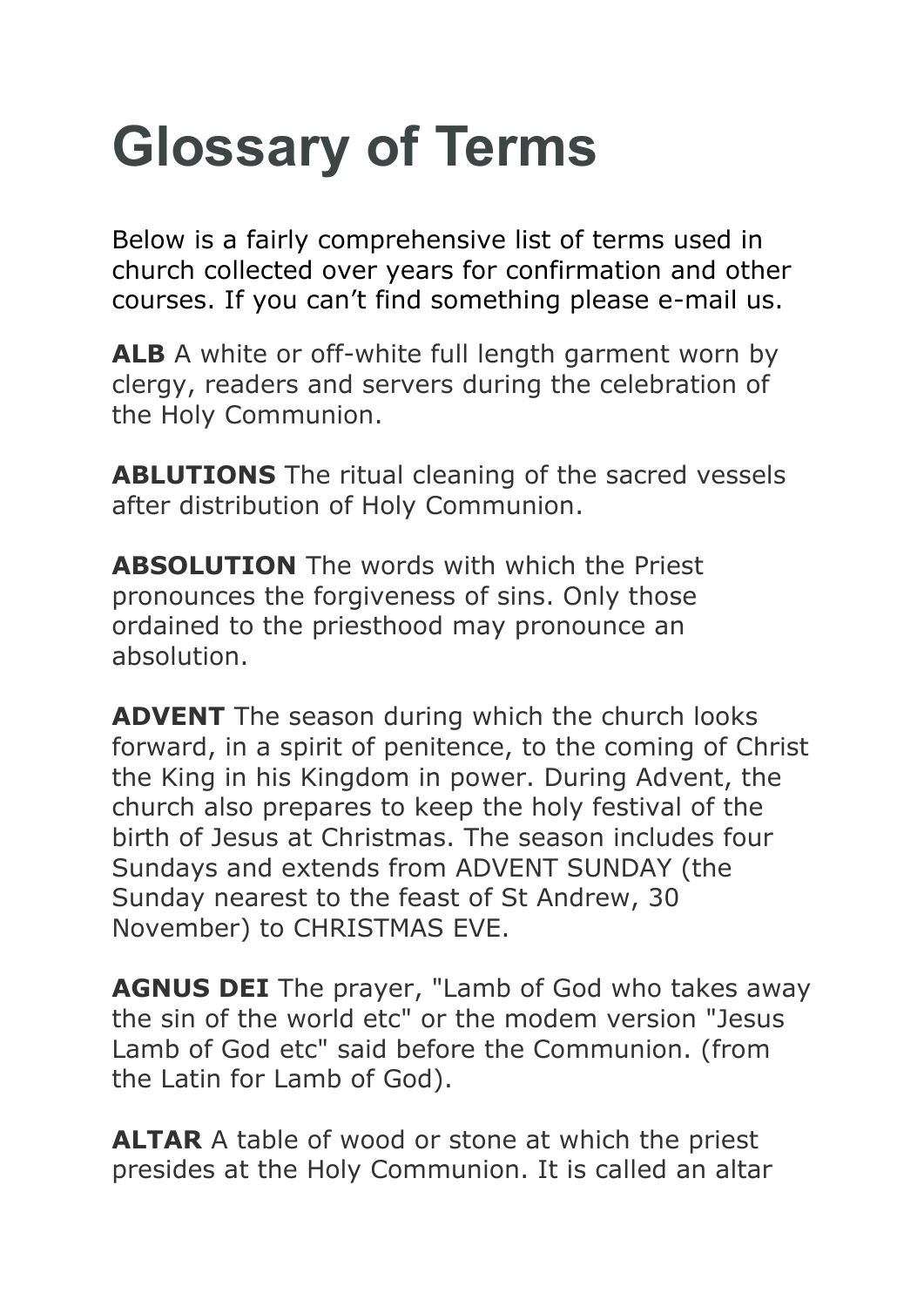# Glossary of Terms

Below is a fairly comprehensive list of terms used in church collected over years for confirmation and other courses. If you can't find something please e-mail us.

**ALB** A white or off-white full length garment worn by clergy, readers and servers during the celebration of the Holy Communion.

**ABLUTIONS** The ritual cleaning of the sacred vessels after distribution of Holy Communion.

**ABSOLUTION** The words with which the Priest pronounces the forgiveness of sins. Only those ordained to the priesthood may pronounce an absolution.

**ADVENT** The season during which the church looks forward, in a spirit of penitence, to the coming of Christ the King in his Kingdom in power. During Advent, the church also prepares to keep the holy festival of the birth of Jesus at Christmas. The season includes four Sundays and extends from ADVENT SUNDAY (the Sunday nearest to the feast of St Andrew, 30 November) to CHRISTMAS EVE.

**AGNUS DEI** The prayer, "Lamb of God who takes away the sin of the world etc" or the modem version "Jesus Lamb of God etc" said before the Communion. (from the Latin for Lamb of God).

**ALTAR** A table of wood or stone at which the priest presides at the Holy Communion. It is called an altar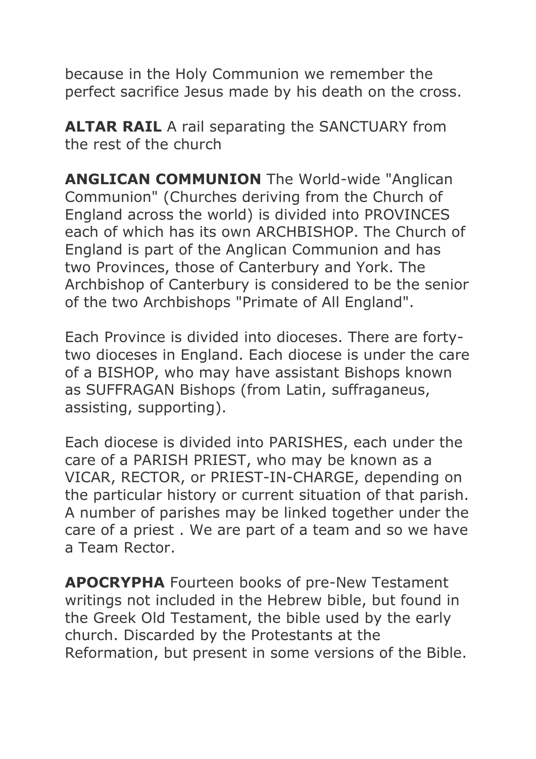because in the Holy Communion we remember the perfect sacrifice Jesus made by his death on the cross.

**ALTAR RAIL** A rail separating the SANCTUARY from the rest of the church

**ANGLICAN COMMUNION** The World-wide "Anglican Communion" (Churches deriving from the Church of England across the world) is divided into PROVINCES each of which has its own ARCHBISHOP. The Church of England is part of the Anglican Communion and has two Provinces, those of Canterbury and York. The Archbishop of Canterbury is considered to be the senior of the two Archbishops "Primate of All England".

Each Province is divided into dioceses. There are forty-two dioceses in England. Each diocese is under the care of a BISHOP, who may have assistant Bishops known as SUFFRAGAN Bishops (from Latin, suffraganeus, assisting, supporting).

Each diocese is divided into PARISHES, each under the care of a PARISH PRIEST, who may be known as a VICAR, RECTOR, or PRIEST-IN-CHARGE, depending on the particular history or current situation of that parish. A number of parishes may be linked together under the care of a priest . We are part of a team and so we have a Team Rector.

**APOCRYPHA** Fourteen books of pre-New Testament writings not included in the Hebrew bible, but found in the Greek Old Testament, the bible used by the early church. Discarded by the Protestants at the Reformation, but present in some versions of the Bible.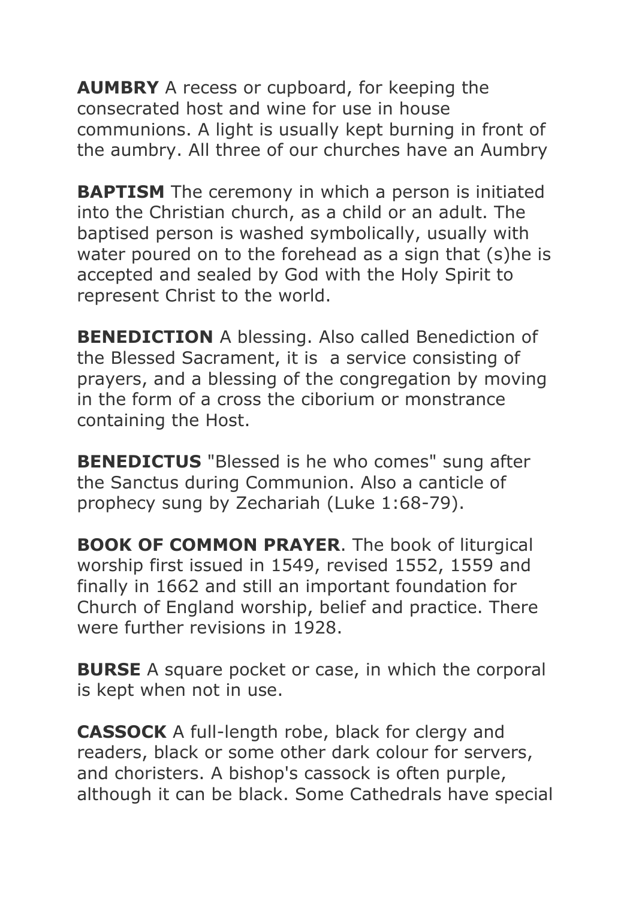**AUMBRY** A recess or cupboard, for keeping the consecrated host and wine for use in house communions. A light is usually kept burning in front of the aumbry. All three of our churches have an Aumbry

**BAPTISM** The ceremony in which a person is initiated into the Christian church, as a child or an adult. The baptised person is washed symbolically, usually with water poured on to the forehead as a sign that (s)he is accepted and sealed by God with the Holy Spirit to represent Christ to the world.

**BENEDICTION** A blessing. Also called Benediction of the Blessed Sacrament, it is a service consisting of prayers, and a blessing of the congregation by moving in the form of a cross the ciborium or monstrance containing the Host.

**BENEDICTUS** "Blessed is he who comes" sung after the Sanctus during Communion. Also a canticle of prophecy sung by Zechariah (Luke 1:68-79).

**BOOK OF COMMON PRAYER**. The book of liturgical worship first issued in 1549, revised 1552, 1559 and finally in 1662 and still an important foundation for Church of England worship, belief and practice. There were further revisions in 1928.

**BURSE** A square pocket or case, in which the corporal is kept when not in use.

**CASSOCK** A full-length robe, black for clergy and readers, black or some other dark colour for servers, and choristers. A bishop's cassock is often purple, although it can be black. Some Cathedrals have special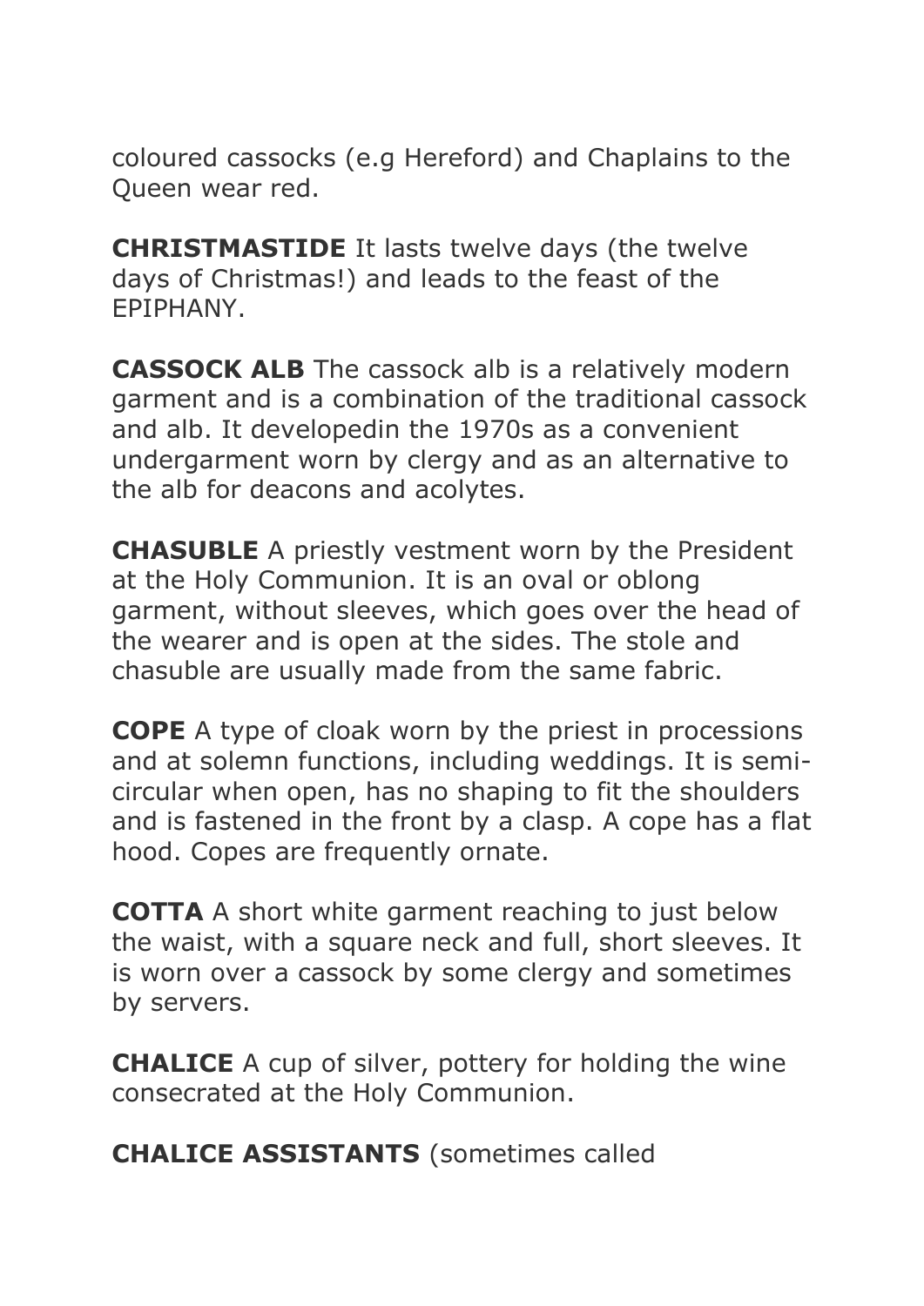coloured cassocks (e.g Hereford) and Chaplains to the Queen wear red.

**CHRISTMASTIDE** It lasts twelve days (the twelve days of Christmas!) and leads to the feast of the EPIPHANY.

**CASSOCK ALB** The cassock alb is a relatively modern garment and is a combination of the traditional cassock and alb. It developedin the 1970s as a convenient undergarment worn by clergy and as an alternative to the alb for deacons and acolytes.

**CHASUBLE** A priestly vestment worn by the President at the Holy Communion. It is an oval or oblong garment, without sleeves, which goes over the head of the wearer and is open at the sides. The stole and chasuble are usually made from the same fabric.

**COPE** A type of cloak worn by the priest in processions and at solemn functions, including weddings. It is semi-circular when open, has no shaping to fit the shoulders and is fastened in the front by a clasp. A cope has a flat hood. Copes are frequently ornate.

**COTTA** A short white garment reaching to just below the waist, with a square neck and full, short sleeves. It is worn over a cassock by some clergy and sometimes by servers.

**CHALICE** A cup of silver, pottery for holding the wine consecrated at the Holy Communion.

**CHALICE ASSISTANTS** (sometimes called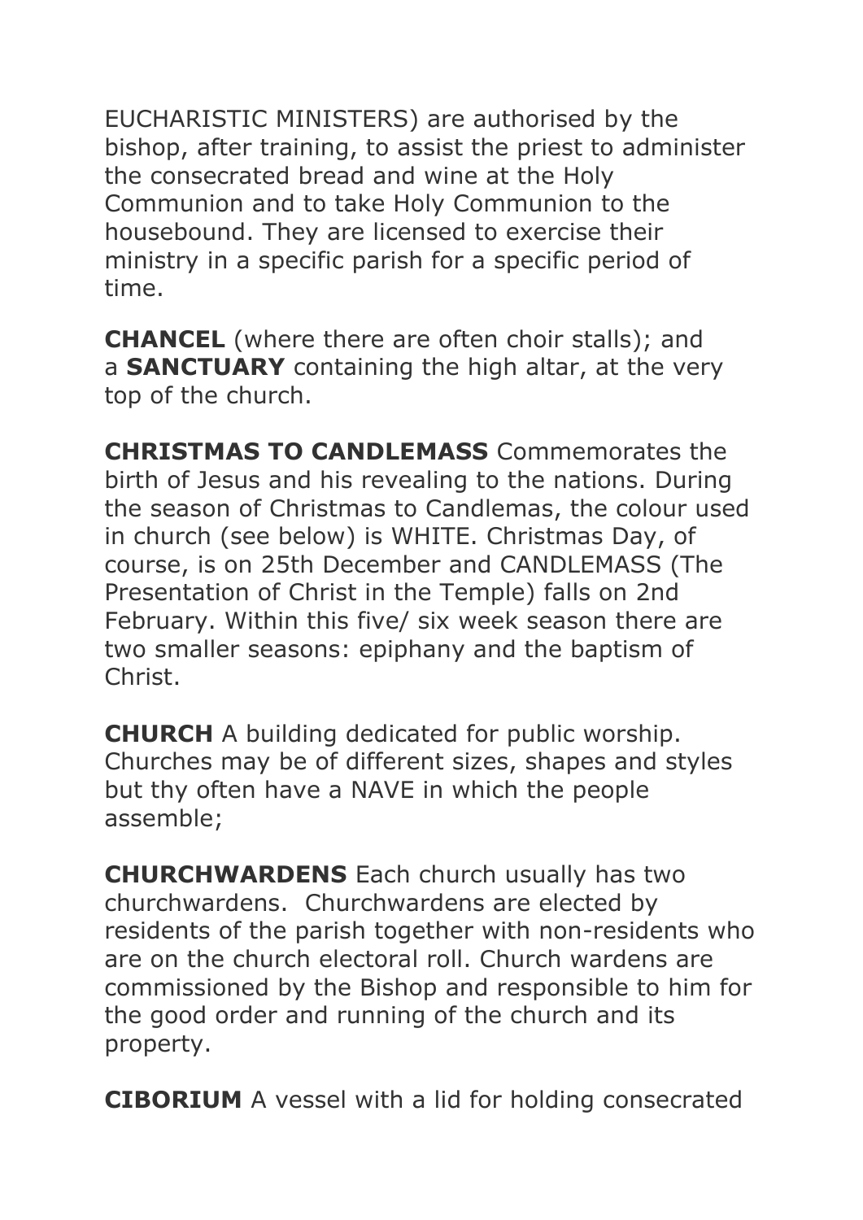EUCHARISTIC MINISTERS) are authorised by the bishop, after training, to assist the priest to administer the consecrated bread and wine at the Holy Communion and to take Holy Communion to the housebound. They are licensed to exercise their ministry in a specific parish for a specific period of time.

**CHANCEL** (where there are often choir stalls); and a **SANCTUARY** containing the high altar, at the very top of the church.

**CHRISTMAS TO CANDLEMASS** Commemorates the birth of Jesus and his revealing to the nations. During the season of Christmas to Candlemas, the colour used in church (see below) is WHITE. Christmas Day, of course, is on 25th December and CANDLEMASS (The Presentation of Christ in the Temple) falls on 2nd February. Within this five/ six week season there are two smaller seasons: epiphany and the baptism of Christ.

**CHURCH** A building dedicated for public worship. Churches may be of different sizes, shapes and styles but thy often have a NAVE in which the people assemble;

**CHURCHWARDENS** Each church usually has two churchwardens.  Churchwardens are elected by residents of the parish together with non-residents who are on the church electoral roll. Church wardens are commissioned by the Bishop and responsible to him for the good order and running of the church and its property.

**CIBORIUM** A vessel with a lid for holding consecrated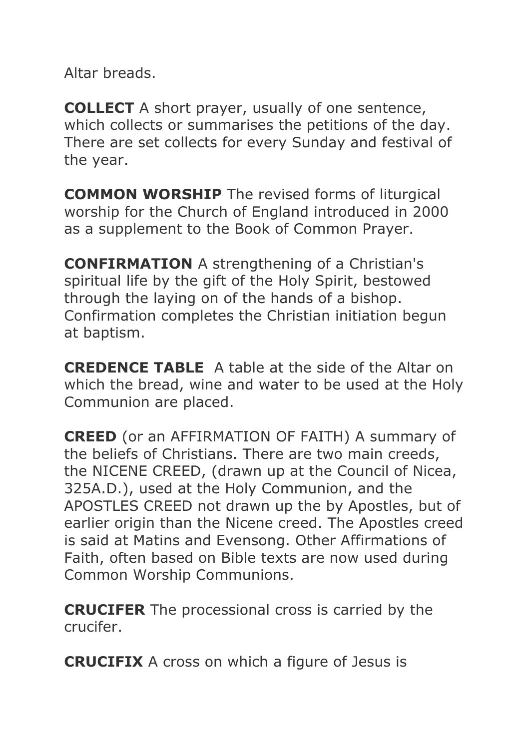Altar breads.

**COLLECT** A short prayer, usually of one sentence, which collects or summarises the petitions of the day. There are set collects for every Sunday and festival of the year.

**COMMON WORSHIP** The revised forms of liturgical worship for the Church of England introduced in 2000 as a supplement to the Book of Common Prayer.

**CONFIRMATION** A strengthening of a Christian's spiritual life by the gift of the Holy Spirit, bestowed through the laying on of the hands of a bishop. Confirmation completes the Christian initiation begun at baptism.

**CREDENCE TABLE** A table at the side of the Altar on which the bread, wine and water to be used at the Holy Communion are placed.

**CREED** (or an AFFIRMATION OF FAITH) A summary of the beliefs of Christians. There are two main creeds, the NICENE CREED, (drawn up at the Council of Nicea, 325A.D.), used at the Holy Communion, and the APOSTLES CREED not drawn up the by Apostles, but of earlier origin than the Nicene creed. The Apostles creed is said at Matins and Evensong. Other Affirmations of Faith, often based on Bible texts are now used during Common Worship Communions.

**CRUCIFER** The processional cross is carried by the crucifer.

**CRUCIFIX** A cross on which a figure of Jesus is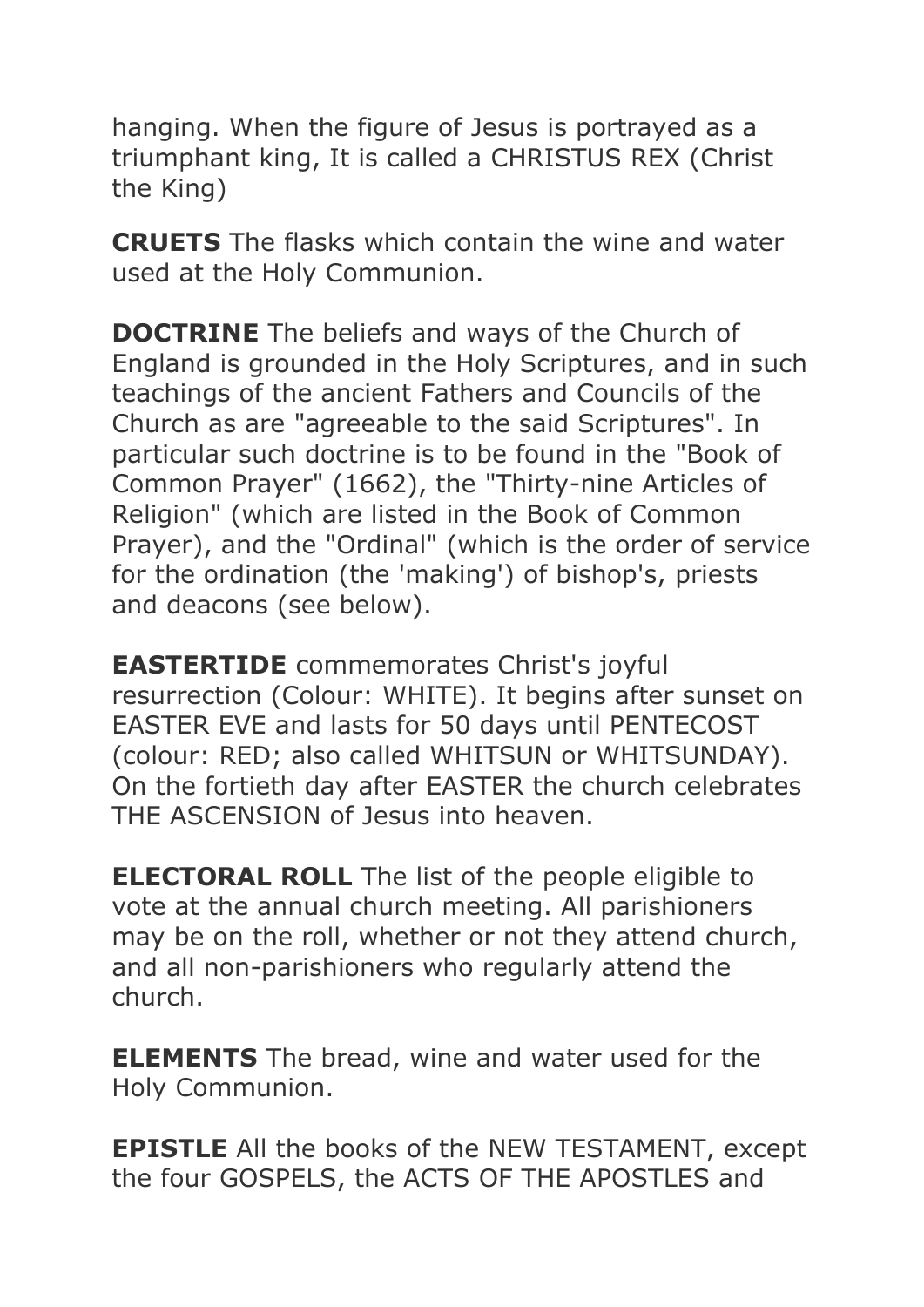hanging. When the figure of Jesus is portrayed as a triumphant king, It is called a CHRISTUS REX (Christ the King)

**CRUETS** The flasks which contain the wine and water used at the Holy Communion.

**DOCTRINE** The beliefs and ways of the Church of England is grounded in the Holy Scriptures, and in such teachings of the ancient Fathers and Councils of the Church as are "agreeable to the said Scriptures". In particular such doctrine is to be found in the "Book of Common Prayer" (1662), the "Thirty-nine Articles of Religion" (which are listed in the Book of Common Prayer), and the "Ordinal" (which is the order of service for the ordination (the 'making') of bishop's, priests and deacons (see below).

**EASTERTIDE** commemorates Christ's joyful resurrection (Colour: WHITE). It begins after sunset on EASTER EVE and lasts for 50 days until PENTECOST (colour: RED; also called WHITSUN or WHITSUNDAY). On the fortieth day after EASTER the church celebrates THE ASCENSION of Jesus into heaven.

**ELECTORAL ROLL** The list of the people eligible to vote at the annual church meeting. All parishioners may be on the roll, whether or not they attend church, and all non-parishioners who regularly attend the church.

**ELEMENTS** The bread, wine and water used for the Holy Communion.

**EPISTLE** All the books of the NEW TESTAMENT, except the four GOSPELS, the ACTS OF THE APOSTLES and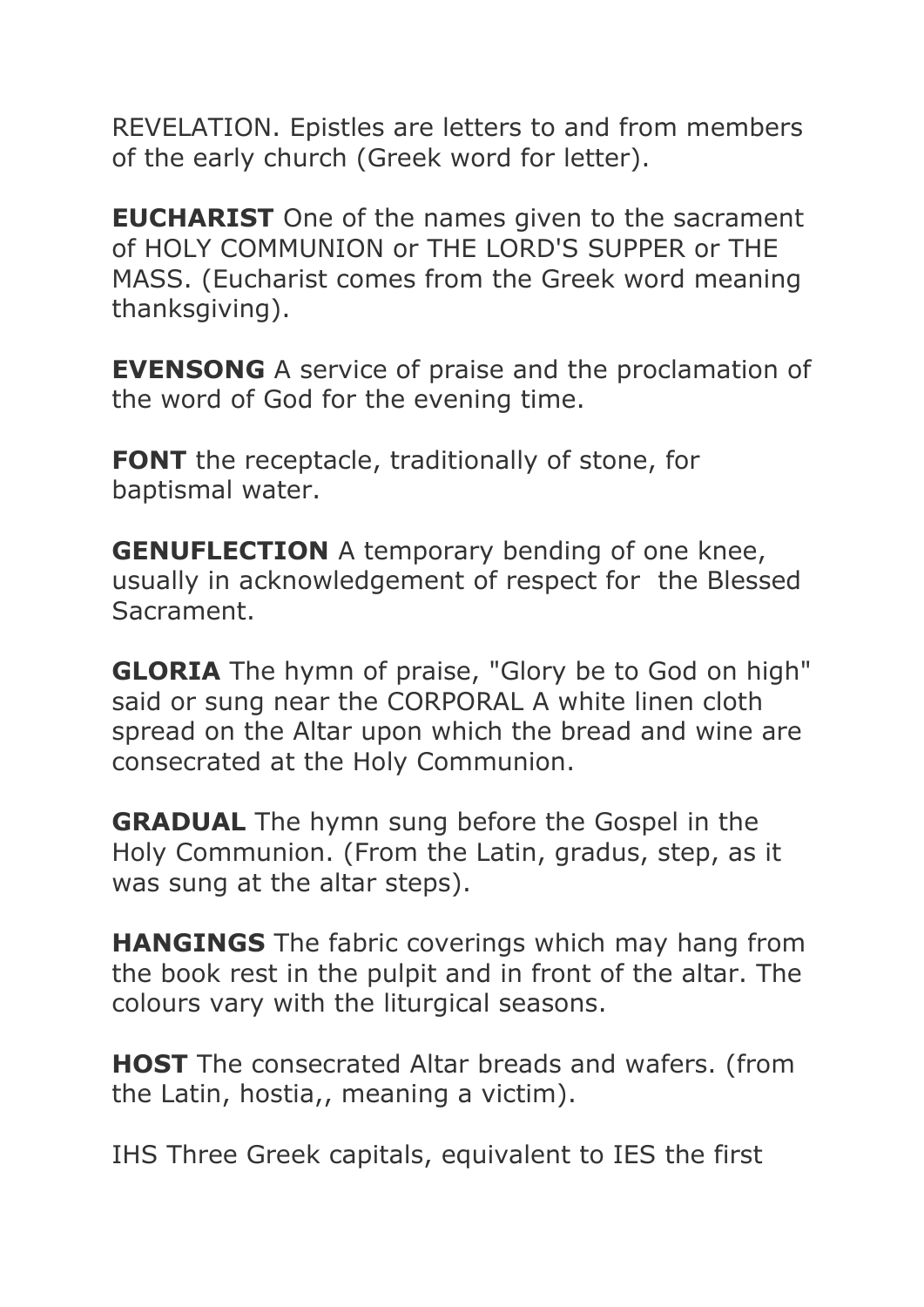REVELATION. Epistles are letters to and from members of the early church (Greek word for letter).

**EUCHARIST** One of the names given to the sacrament of HOLY COMMUNION or THE LORD'S SUPPER or THE MASS. (Eucharist comes from the Greek word meaning thanksgiving).

**EVENSONG** A service of praise and the proclamation of the word of God for the evening time.

**FONT** the receptacle, traditionally of stone, for baptismal water.

**GENUFLECTION** A temporary bending of one knee, usually in acknowledgement of respect for  the Blessed Sacrament.

**GLORIA** The hymn of praise, "Glory be to God on high" said or sung near the CORPORAL A white linen cloth spread on the Altar upon which the bread and wine are consecrated at the Holy Communion.

**GRADUAL** The hymn sung before the Gospel in the Holy Communion. (From the Latin, gradus, step, as it was sung at the altar steps).

**HANGINGS** The fabric coverings which may hang from the book rest in the pulpit and in front of the altar. The colours vary with the liturgical seasons.

**HOST** The consecrated Altar breads and wafers. (from the Latin, hostia,, meaning a victim).

IHS Three Greek capitals, equivalent to IES the first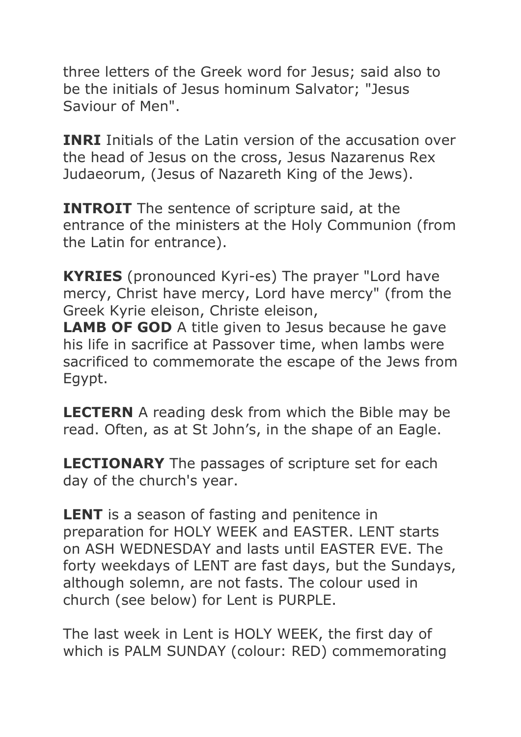three letters of the Greek word for Jesus; said also to be the initials of Jesus hominum Salvator; "Jesus Saviour of Men".

**INRI** Initials of the Latin version of the accusation over the head of Jesus on the cross, Jesus Nazarenus Rex Judaeorum, (Jesus of Nazareth King of the Jews).

**INTROIT** The sentence of scripture said, at the entrance of the ministers at the Holy Communion (from the Latin for entrance).

**KYRIES** (pronounced Kyri-es) The prayer "Lord have mercy, Christ have mercy, Lord have mercy" (from the Greek Kyrie eleison, Christe eleison,
**LAMB OF GOD** A title given to Jesus because he gave his life in sacrifice at Passover time, when lambs were sacrificed to commemorate the escape of the Jews from Egypt.

**LECTERN** A reading desk from which the Bible may be read. Often, as at St John's, in the shape of an Eagle.

**LECTIONARY** The passages of scripture set for each day of the church's year.

**LENT** is a season of fasting and penitence in preparation for HOLY WEEK and EASTER. LENT starts on ASH WEDNESDAY and lasts until EASTER EVE. The forty weekdays of LENT are fast days, but the Sundays, although solemn, are not fasts. The colour used in church (see below) for Lent is PURPLE.

The last week in Lent is HOLY WEEK, the first day of which is PALM SUNDAY (colour: RED) commemorating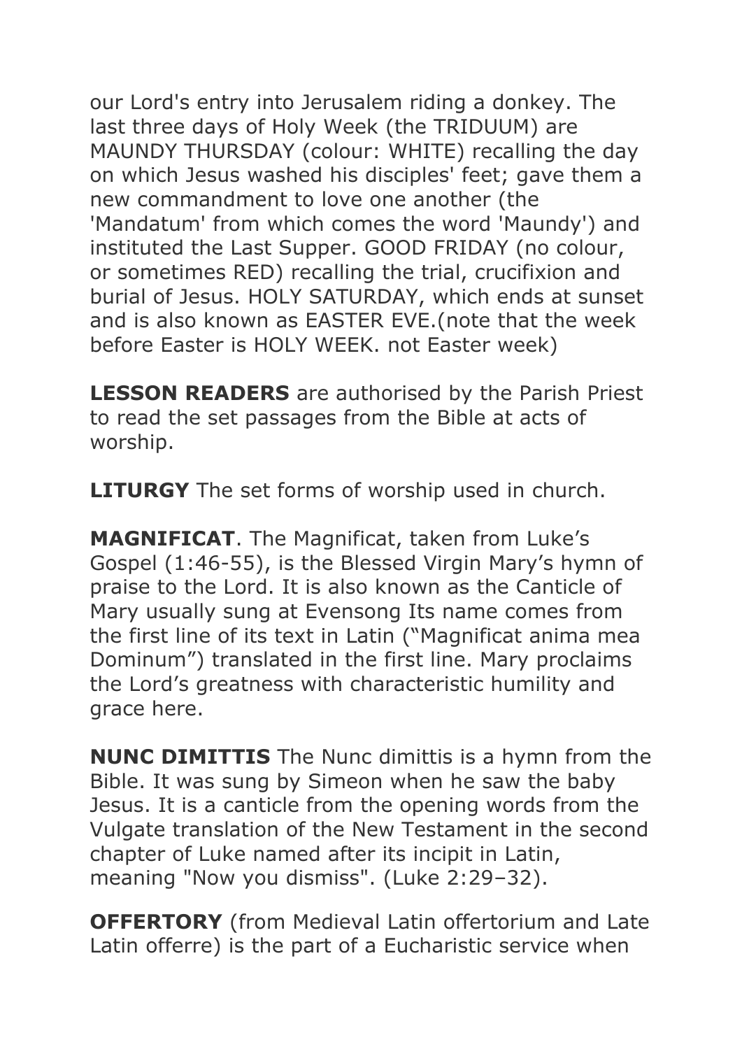our Lord's entry into Jerusalem riding a donkey. The last three days of Holy Week (the TRIDUUM) are MAUNDY THURSDAY (colour: WHITE) recalling the day on which Jesus washed his disciples' feet; gave them a new commandment to love one another (the 'Mandatum' from which comes the word 'Maundy') and instituted the Last Supper. GOOD FRIDAY (no colour, or sometimes RED) recalling the trial, crucifixion and burial of Jesus. HOLY SATURDAY, which ends at sunset and is also known as EASTER EVE.(note that the week before Easter is HOLY WEEK. not Easter week)

**LESSON READERS** are authorised by the Parish Priest to read the set passages from the Bible at acts of worship.

**LITURGY** The set forms of worship used in church.

**MAGNIFICAT**. The Magnificat, taken from Luke's Gospel (1:46-55), is the Blessed Virgin Mary's hymn of praise to the Lord. It is also known as the Canticle of Mary usually sung at Evensong Its name comes from the first line of its text in Latin ("Magnificat anima mea Dominum") translated in the first line. Mary proclaims the Lord's greatness with characteristic humility and grace here.

**NUNC DIMITTIS** The Nunc dimittis is a hymn from the Bible. It was sung by Simeon when he saw the baby Jesus. It is a canticle from the opening words from the Vulgate translation of the New Testament in the second chapter of Luke named after its incipit in Latin, meaning "Now you dismiss". (Luke 2:29–32).

**OFFERTORY** (from Medieval Latin offertorium and Late Latin offerre) is the part of a Eucharistic service when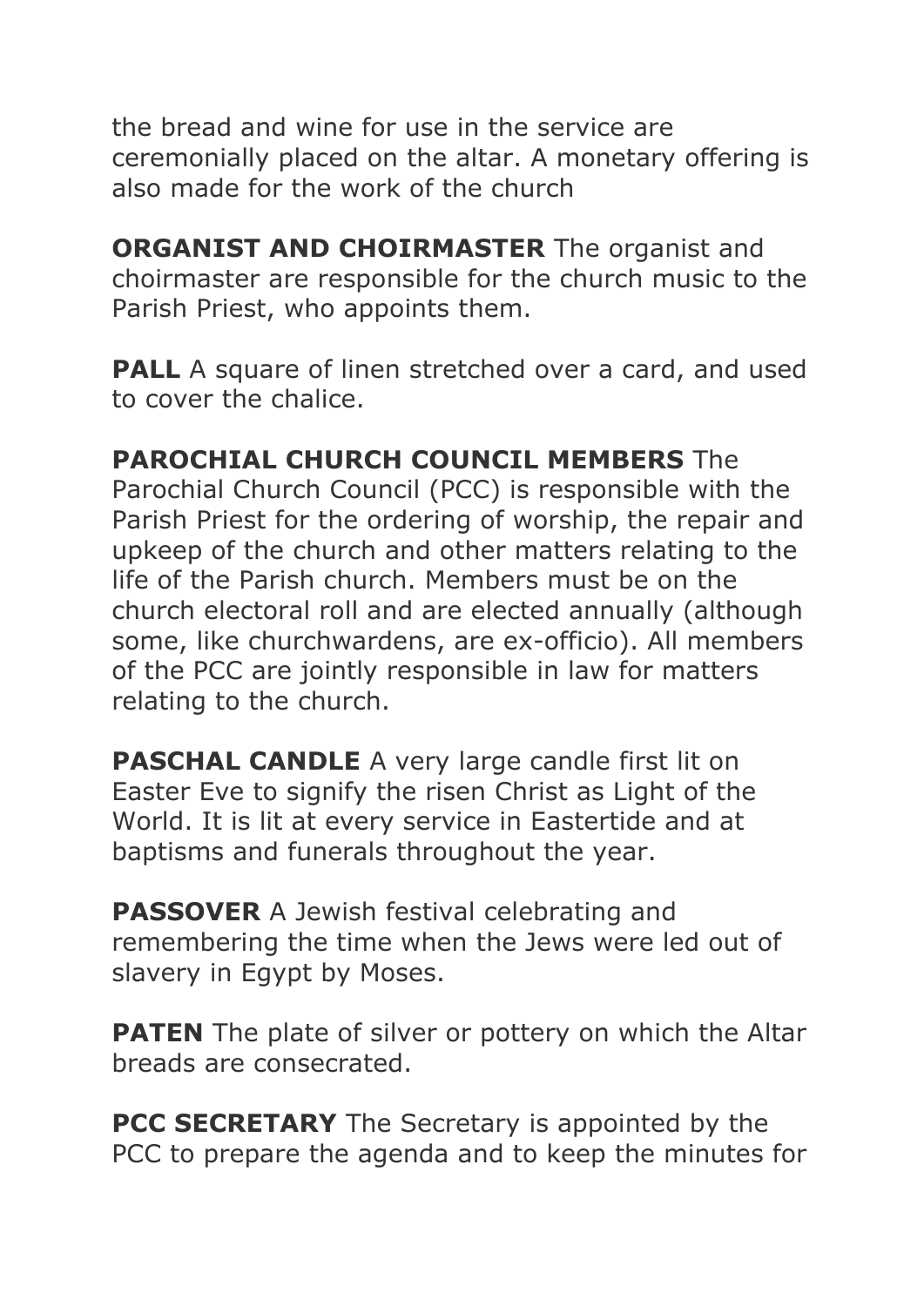the bread and wine for use in the service are ceremonially placed on the altar. A monetary offering is also made for the work of the church

**ORGANIST AND CHOIRMASTER** The organist and choirmaster are responsible for the church music to the Parish Priest, who appoints them.

**PALL** A square of linen stretched over a card, and used to cover the chalice.

**PAROCHIAL CHURCH COUNCIL MEMBERS** The Parochial Church Council (PCC) is responsible with the Parish Priest for the ordering of worship, the repair and upkeep of the church and other matters relating to the life of the Parish church. Members must be on the church electoral roll and are elected annually (although some, like churchwardens, are ex-officio). All members of the PCC are jointly responsible in law for matters relating to the church.

**PASCHAL CANDLE** A very large candle first lit on Easter Eve to signify the risen Christ as Light of the World. It is lit at every service in Eastertide and at baptisms and funerals throughout the year.

**PASSOVER** A Jewish festival celebrating and remembering the time when the Jews were led out of slavery in Egypt by Moses.

**PATEN** The plate of silver or pottery on which the Altar breads are consecrated.

**PCC SECRETARY** The Secretary is appointed by the PCC to prepare the agenda and to keep the minutes for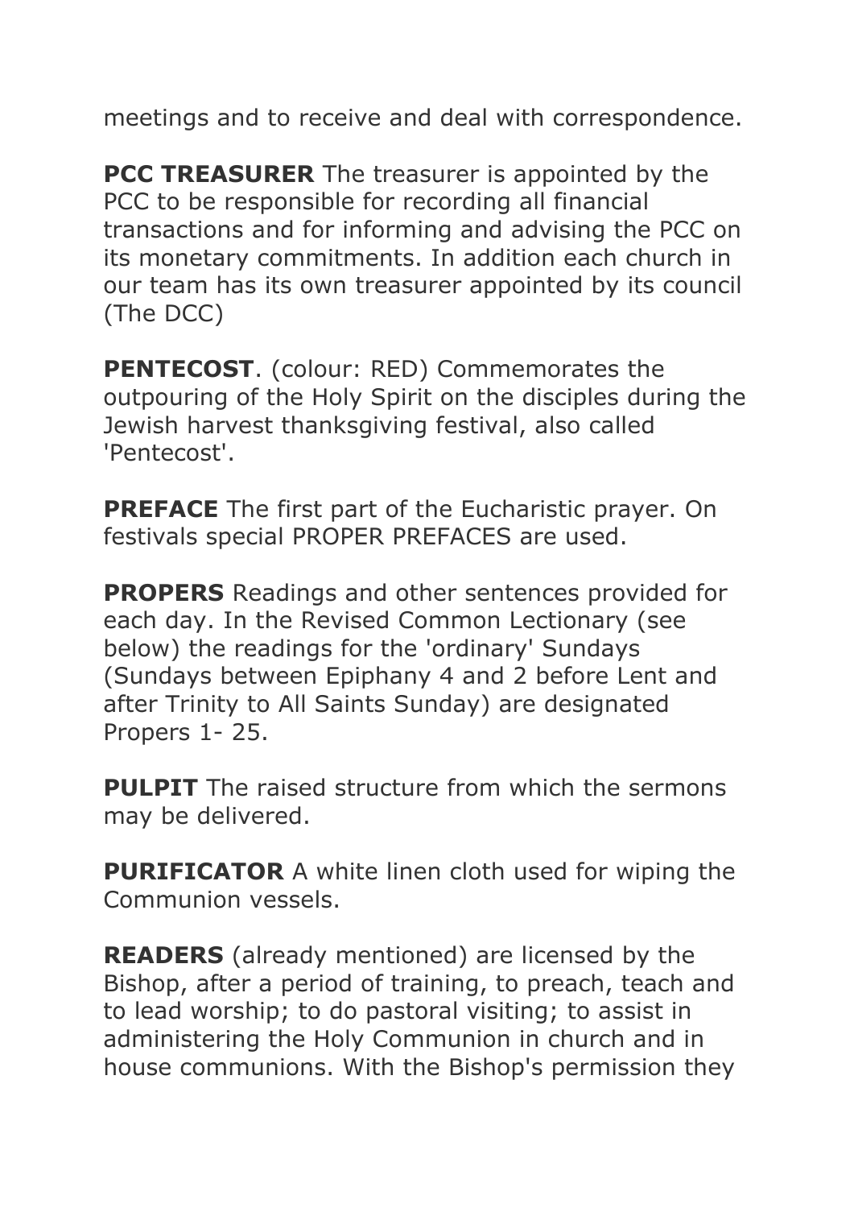meetings and to receive and deal with correspondence.

**PCC TREASURER** The treasurer is appointed by the PCC to be responsible for recording all financial transactions and for informing and advising the PCC on its monetary commitments. In addition each church in our team has its own treasurer appointed by its council (The DCC)

**PENTECOST**. (colour: RED) Commemorates the outpouring of the Holy Spirit on the disciples during the Jewish harvest thanksgiving festival, also called 'Pentecost'.

**PREFACE** The first part of the Eucharistic prayer. On festivals special PROPER PREFACES are used.

**PROPERS** Readings and other sentences provided for each day. In the Revised Common Lectionary (see below) the readings for the 'ordinary' Sundays (Sundays between Epiphany 4 and 2 before Lent and after Trinity to All Saints Sunday) are designated Propers 1- 25.

**PULPIT** The raised structure from which the sermons may be delivered.

**PURIFICATOR** A white linen cloth used for wiping the Communion vessels.

**READERS** (already mentioned) are licensed by the Bishop, after a period of training, to preach, teach and to lead worship; to do pastoral visiting; to assist in administering the Holy Communion in church and in house communions. With the Bishop's permission they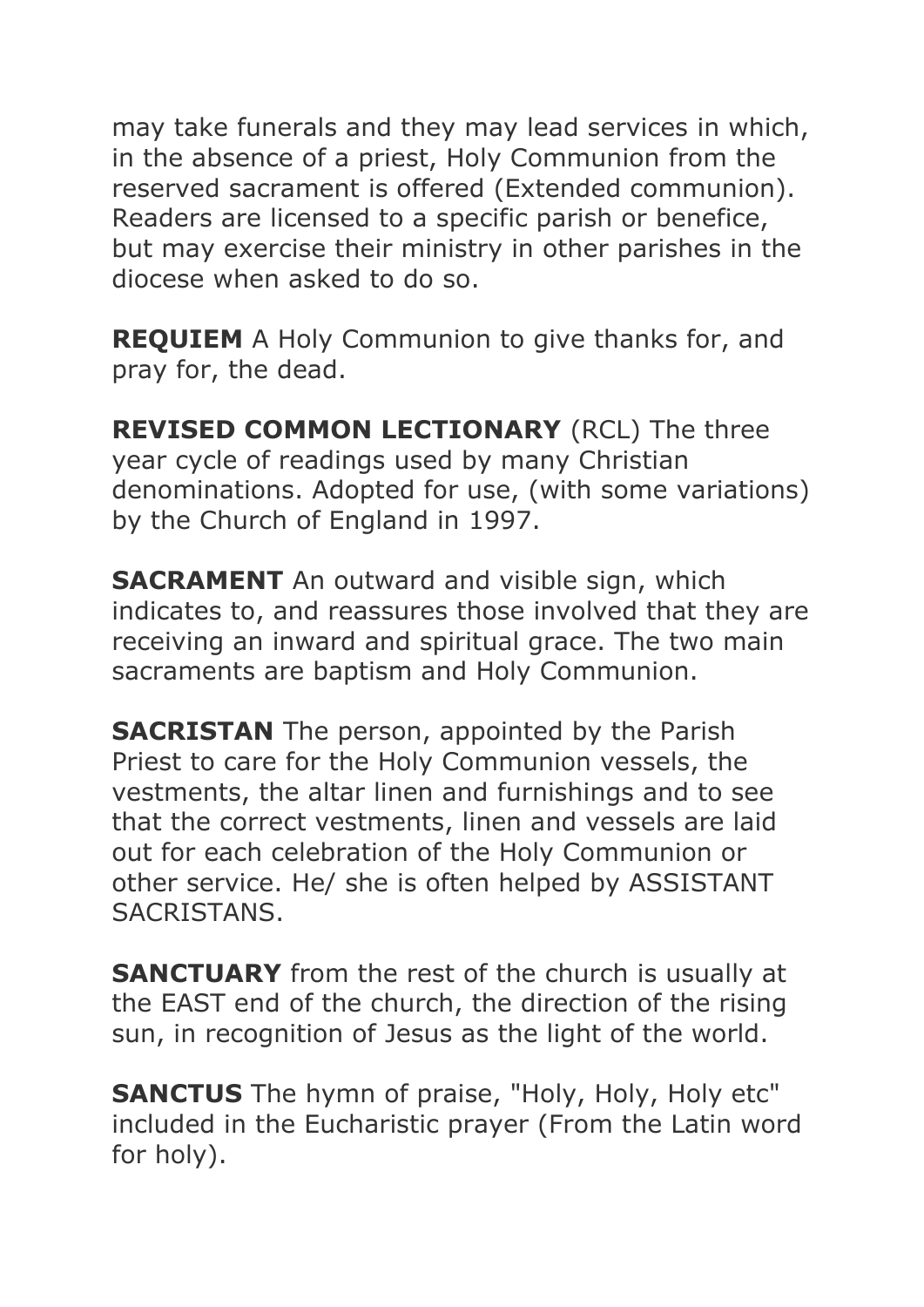may take funerals and they may lead services in which, in the absence of a priest, Holy Communion from the reserved sacrament is offered (Extended communion). Readers are licensed to a specific parish or benefice, but may exercise their ministry in other parishes in the diocese when asked to do so.

**REQUIEM** A Holy Communion to give thanks for, and pray for, the dead.

**REVISED COMMON LECTIONARY** (RCL) The three year cycle of readings used by many Christian denominations. Adopted for use, (with some variations) by the Church of England in 1997.

**SACRAMENT** An outward and visible sign, which indicates to, and reassures those involved that they are receiving an inward and spiritual grace. The two main sacraments are baptism and Holy Communion.

**SACRISTAN** The person, appointed by the Parish Priest to care for the Holy Communion vessels, the vestments, the altar linen and furnishings and to see that the correct vestments, linen and vessels are laid out for each celebration of the Holy Communion or other service. He/ she is often helped by ASSISTANT SACRISTANS.

**SANCTUARY** from the rest of the church is usually at the EAST end of the church, the direction of the rising sun, in recognition of Jesus as the light of the world.

**SANCTUS** The hymn of praise, "Holy, Holy, Holy etc" included in the Eucharistic prayer (From the Latin word for holy).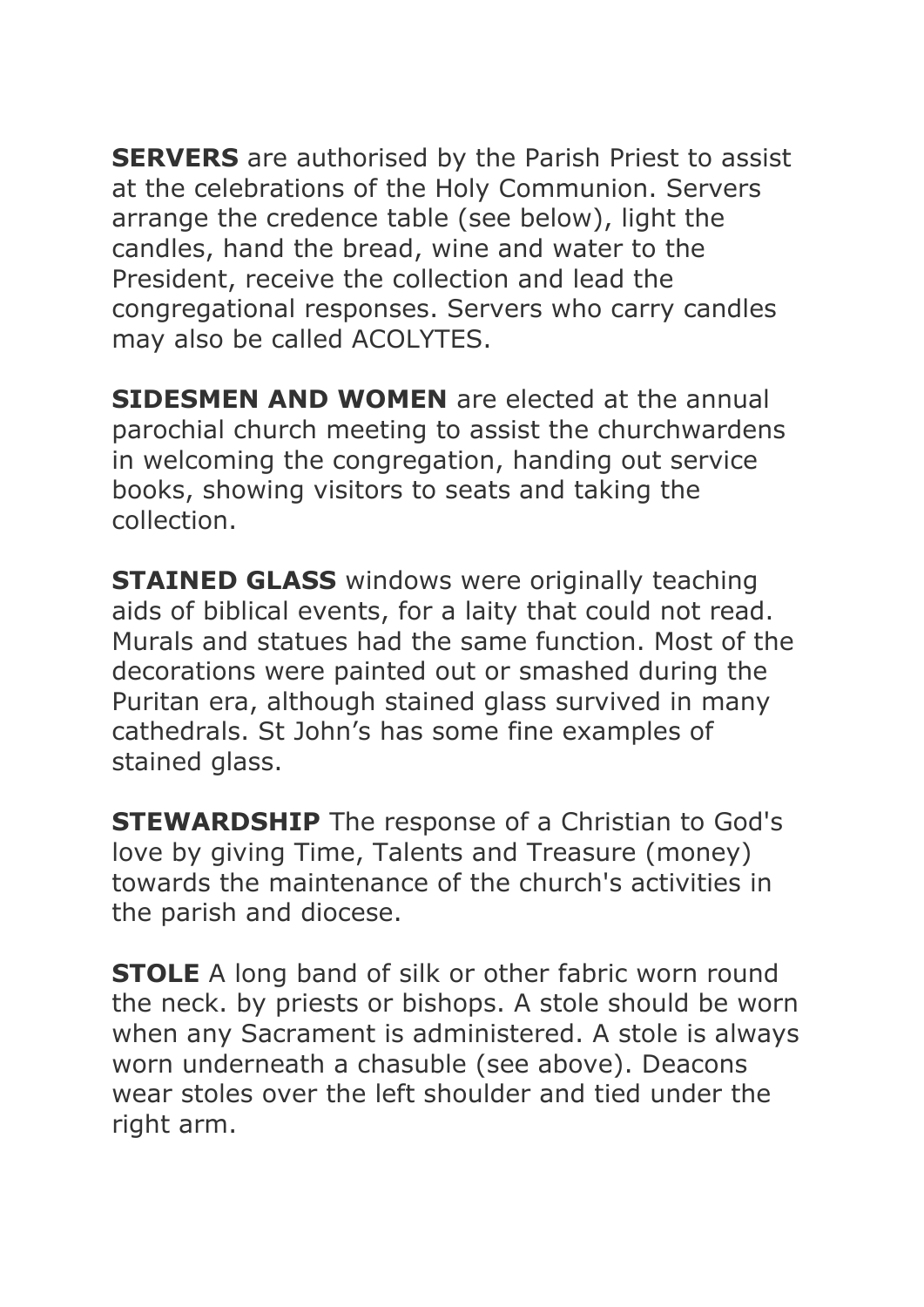**SERVERS** are authorised by the Parish Priest to assist at the celebrations of the Holy Communion. Servers arrange the credence table (see below), light the candles, hand the bread, wine and water to the President, receive the collection and lead the congregational responses. Servers who carry candles may also be called ACOLYTES.

**SIDESMEN AND WOMEN** are elected at the annual parochial church meeting to assist the churchwardens in welcoming the congregation, handing out service books, showing visitors to seats and taking the collection.

**STAINED GLASS** windows were originally teaching aids of biblical events, for a laity that could not read. Murals and statues had the same function. Most of the decorations were painted out or smashed during the Puritan era, although stained glass survived in many cathedrals. St John's has some fine examples of stained glass.

**STEWARDSHIP** The response of a Christian to God's love by giving Time, Talents and Treasure (money) towards the maintenance of the church's activities in the parish and diocese.

**STOLE** A long band of silk or other fabric worn round the neck. by priests or bishops. A stole should be worn when any Sacrament is administered. A stole is always worn underneath a chasuble (see above). Deacons wear stoles over the left shoulder and tied under the right arm.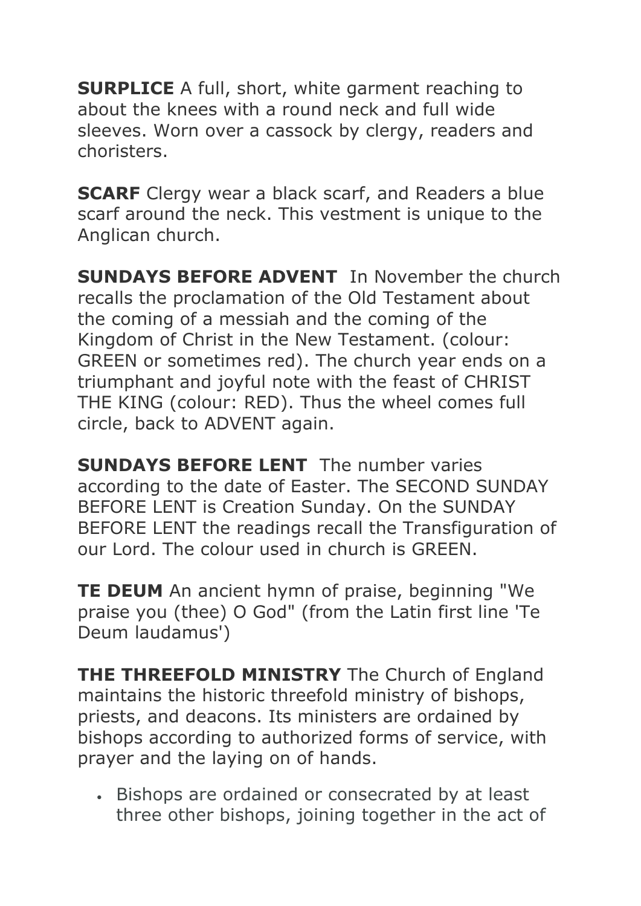**SURPLICE** A full, short, white garment reaching to about the knees with a round neck and full wide sleeves. Worn over a cassock by clergy, readers and choristers.

**SCARF** Clergy wear a black scarf, and Readers a blue scarf around the neck. This vestment is unique to the Anglican church.

**SUNDAYS BEFORE ADVENT** In November the church recalls the proclamation of the Old Testament about the coming of a messiah and the coming of the Kingdom of Christ in the New Testament. (colour: GREEN or sometimes red). The church year ends on a triumphant and joyful note with the feast of CHRIST THE KING (colour: RED). Thus the wheel comes full circle, back to ADVENT again.

**SUNDAYS BEFORE LENT** The number varies according to the date of Easter. The SECOND SUNDAY BEFORE LENT is Creation Sunday. On the SUNDAY BEFORE LENT the readings recall the Transfiguration of our Lord. The colour used in church is GREEN.

**TE DEUM** An ancient hymn of praise, beginning "We praise you (thee) O God" (from the Latin first line 'Te Deum laudamus')

**THE THREEFOLD MINISTRY** The Church of England maintains the historic threefold ministry of bishops, priests, and deacons. Its ministers are ordained by bishops according to authorized forms of service, with prayer and the laying on of hands.

- Bishops are ordained or consecrated by at least three other bishops, joining together in the act of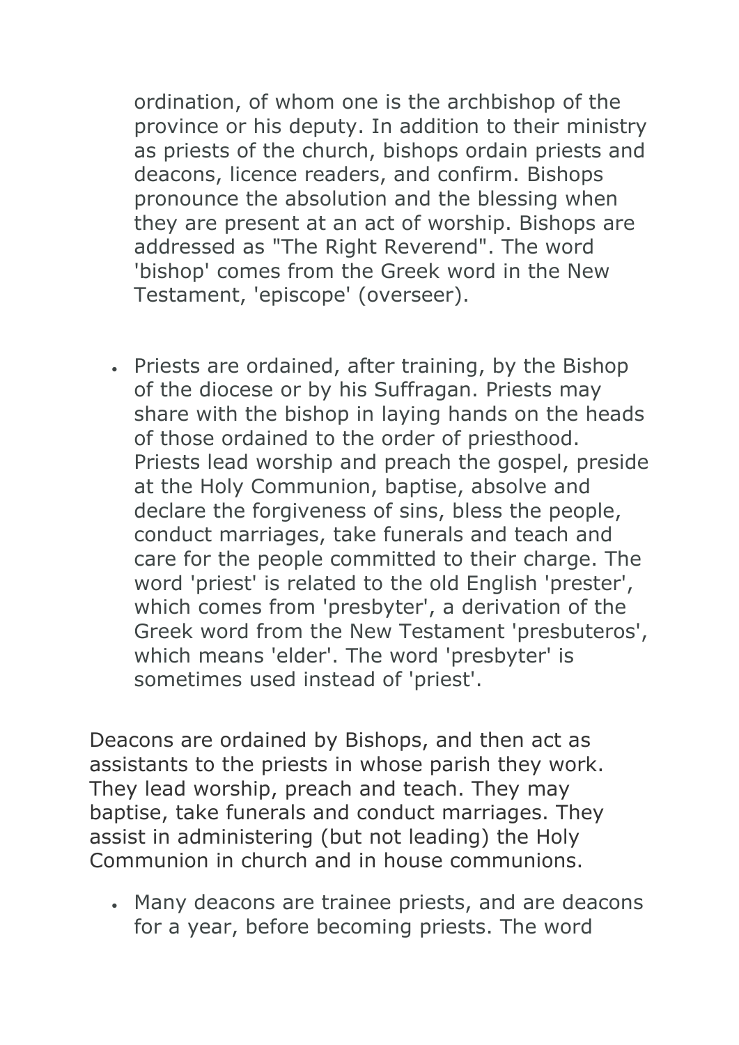ordination, of whom one is the archbishop of the province or his deputy. In addition to their ministry as priests of the church, bishops ordain priests and deacons, licence readers, and confirm. Bishops pronounce the absolution and the blessing when they are present at an act of worship. Bishops are addressed as "The Right Reverend". The word 'bishop' comes from the Greek word in the New Testament, 'episcope' (overseer).

- Priests are ordained, after training, by the Bishop of the diocese or by his Suffragan. Priests may share with the bishop in laying hands on the heads of those ordained to the order of priesthood. Priests lead worship and preach the gospel, preside at the Holy Communion, baptise, absolve and declare the forgiveness of sins, bless the people, conduct marriages, take funerals and teach and care for the people committed to their charge. The word 'priest' is related to the old English 'prester', which comes from 'presbyter', a derivation of the Greek word from the New Testament 'presbuteros', which means 'elder'. The word 'presbyter' is sometimes used instead of 'priest'.

Deacons are ordained by Bishops, and then act as assistants to the priests in whose parish they work. They lead worship, preach and teach. They may baptise, take funerals and conduct marriages. They assist in administering (but not leading) the Holy Communion in church and in house communions.

- Many deacons are trainee priests, and are deacons for a year, before becoming priests. The word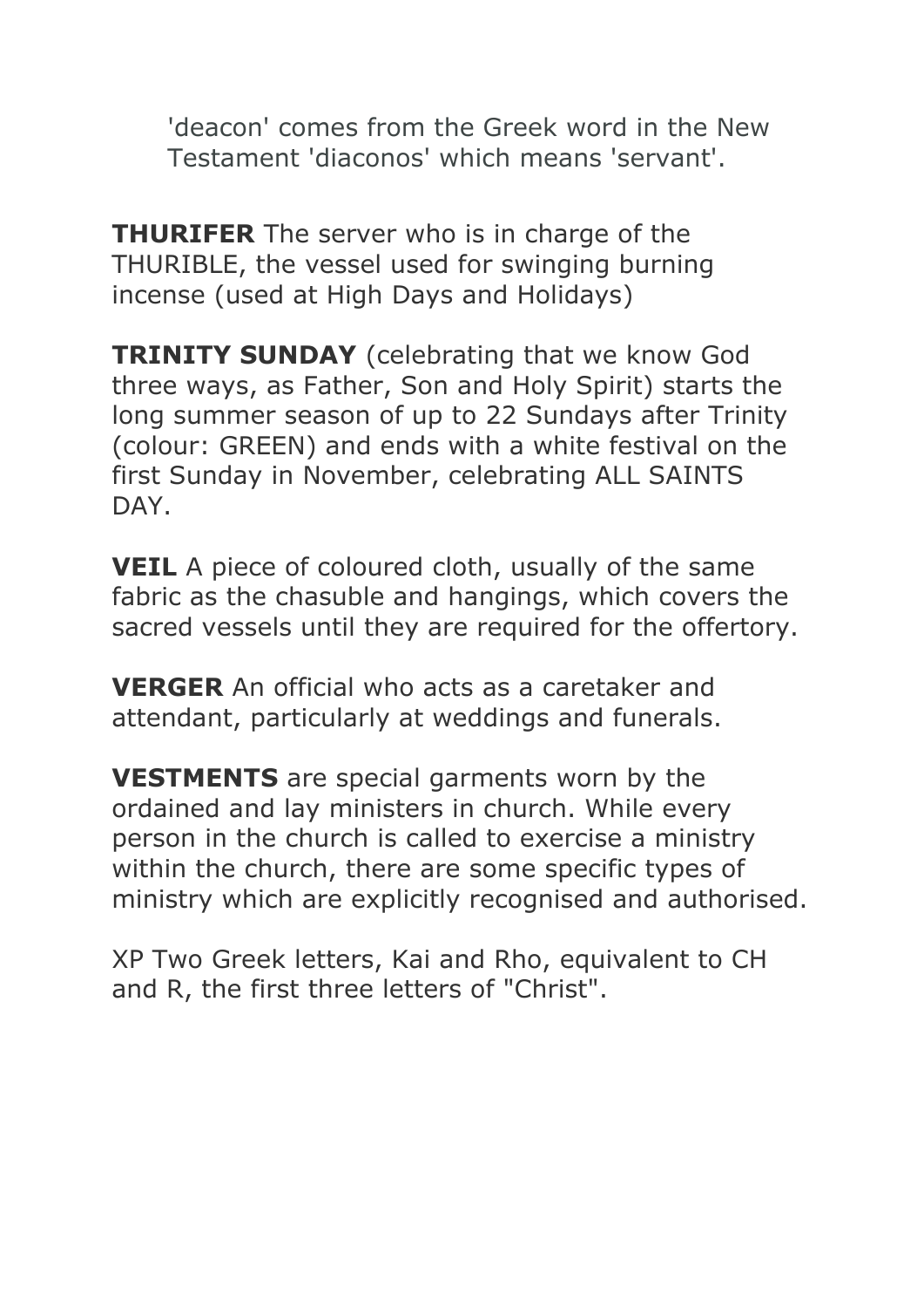'deacon' comes from the Greek word in the New Testament 'diaconos' which means 'servant'.

**THURIFER** The server who is in charge of the THURIBLE, the vessel used for swinging burning incense (used at High Days and Holidays)

**TRINITY SUNDAY** (celebrating that we know God three ways, as Father, Son and Holy Spirit) starts the long summer season of up to 22 Sundays after Trinity (colour: GREEN) and ends with a white festival on the first Sunday in November, celebrating ALL SAINTS DAY.

**VEIL** A piece of coloured cloth, usually of the same fabric as the chasuble and hangings, which covers the sacred vessels until they are required for the offertory.

**VERGER** An official who acts as a caretaker and attendant, particularly at weddings and funerals.

**VESTMENTS** are special garments worn by the ordained and lay ministers in church. While every person in the church is called to exercise a ministry within the church, there are some specific types of ministry which are explicitly recognised and authorised.

XP Two Greek letters, Kai and Rho, equivalent to CH and R, the first three letters of "Christ".